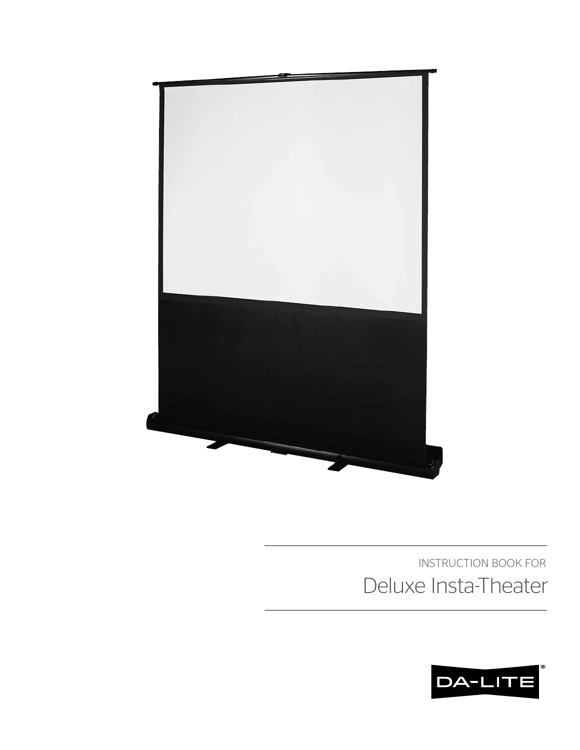INSTRUCTION BOOK FOR

# Deluxe Insta-Theater

DA-LITE®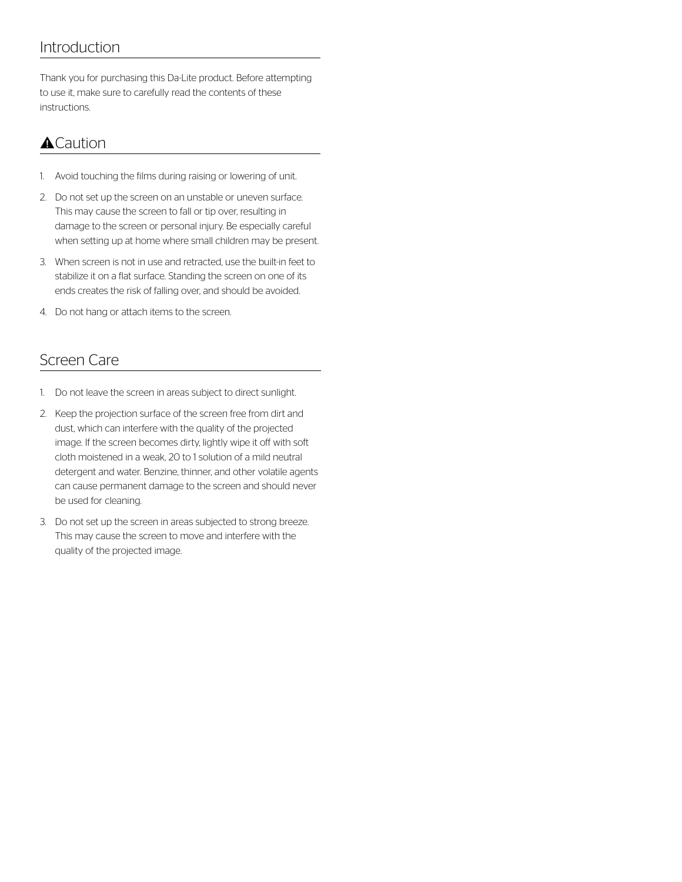## Introduction

Thank you for purchasing this Da-Lite product. Before attempting to use it, make sure to carefully read the contents of these instructions.

## ⚠Caution

1. Avoid touching the films during raising or lowering of unit.
2. Do not set up the screen on an unstable or uneven surface. This may cause the screen to fall or tip over, resulting in damage to the screen or personal injury. Be especially careful when setting up at home where small children may be present.
3. When screen is not in use and retracted, use the built-in feet to stabilize it on a flat surface. Standing the screen on one of its ends creates the risk of falling over, and should be avoided.
4. Do not hang or attach items to the screen.

## Screen Care

1. Do not leave the screen in areas subject to direct sunlight.
2. Keep the projection surface of the screen free from dirt and dust, which can interfere with the quality of the projected image. If the screen becomes dirty, lightly wipe it off with soft cloth moistened in a weak, 20 to 1 solution of a mild neutral detergent and water. Benzine, thinner, and other volatile agents can cause permanent damage to the screen and should never be used for cleaning.
3. Do not set up the screen in areas subjected to strong breeze. This may cause the screen to move and interfere with the quality of the projected image.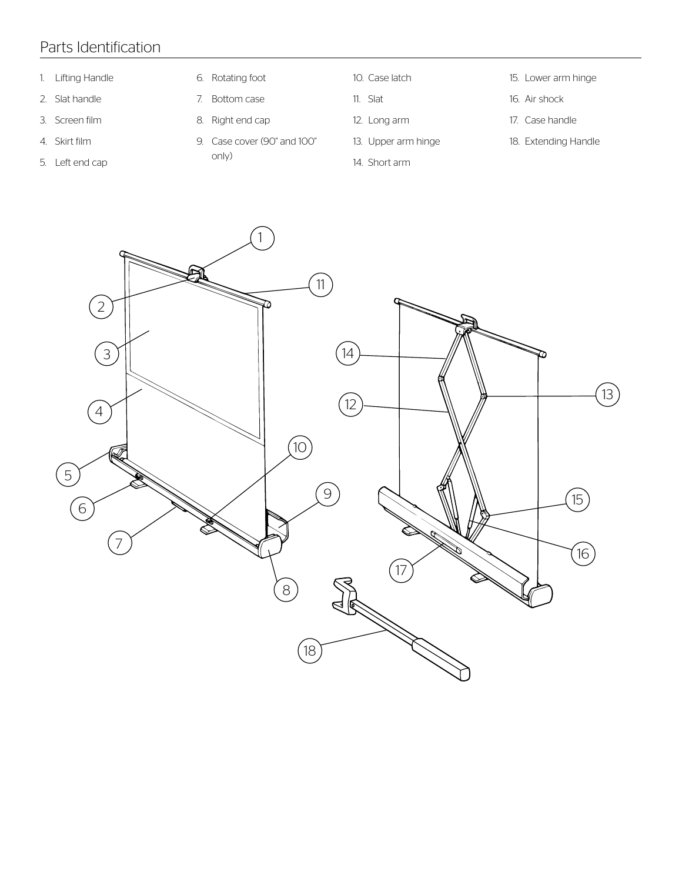# Parts Identification

1. Lifting Handle
2. Slat handle
3. Screen film
4. Skirt film
5. Left end cap
6. Rotating foot
7. Bottom case
8. Right end cap
9. Case cover (90" and 100" only)
10. Case latch
11. Slat
12. Long arm
13. Upper arm hinge
14. Short arm
15. Lower arm hinge
16. Air shock
17. Case handle
18. Extending Handle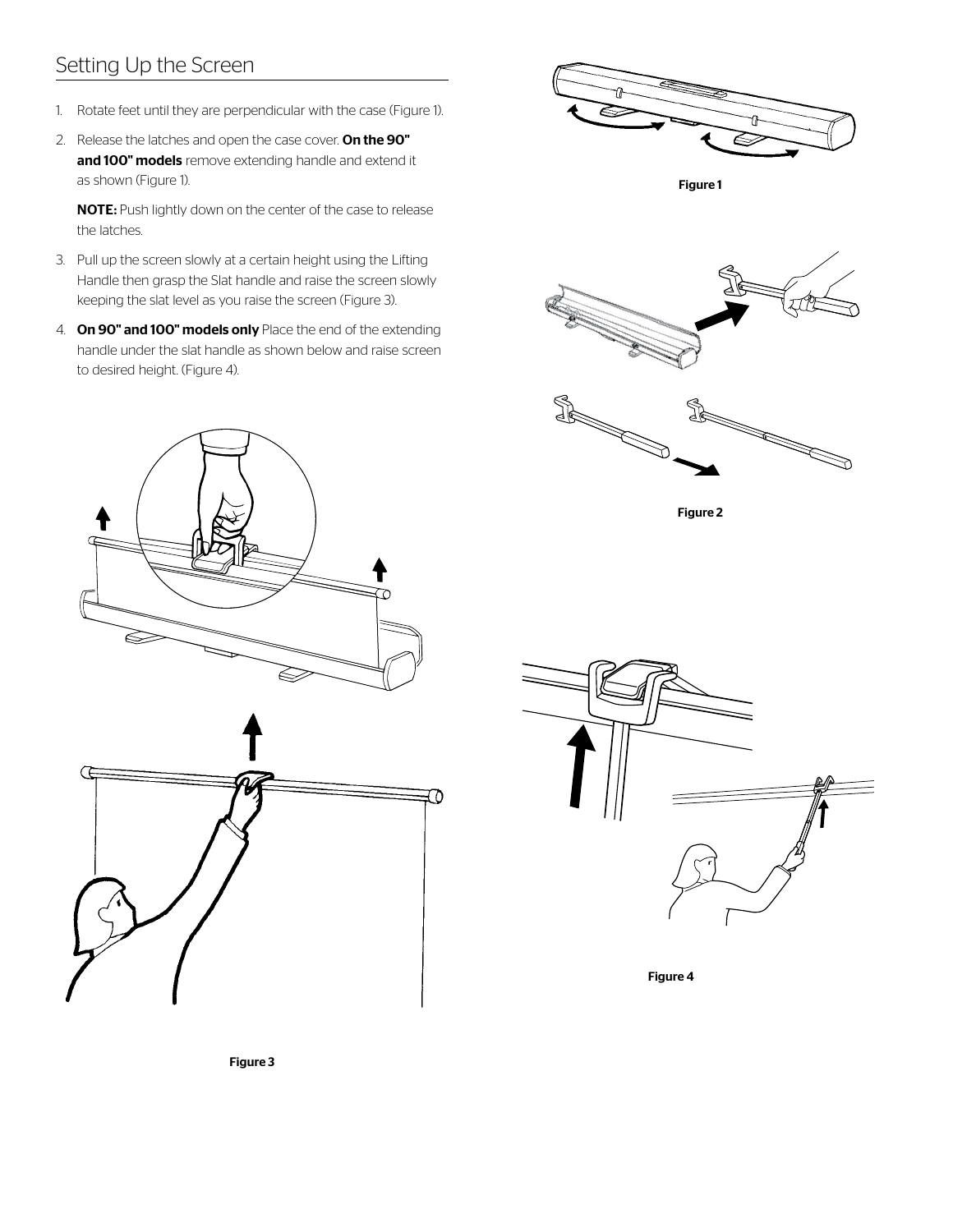## Setting Up the Screen

1. Rotate feet until they are perpendicular with the case (Figure 1).
2. Release the latches and open the case cover. **On the 90" and 100" models** remove extending handle and extend it as shown (Figure 1).

   **NOTE:** Push lightly down on the center of the case to release the latches.
3. Pull up the screen slowly at a certain height using the Lifting Handle then grasp the Slat handle and raise the screen slowly keeping the slat level as you raise the screen (Figure 3).
4. **On 90" and 100" models only** Place the end of the extending handle under the slat handle as shown below and raise screen to desired height. (Figure 4).

Figure 1

Figure 2

Figure 3

Figure 4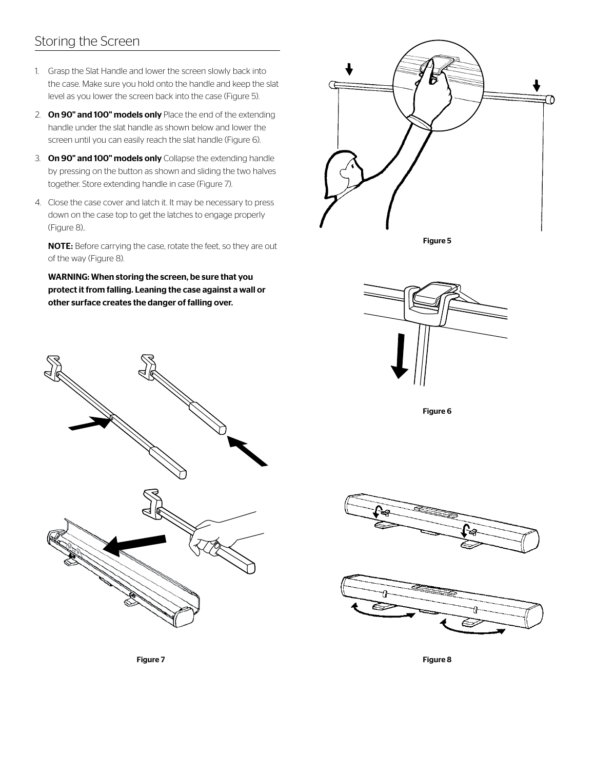## Storing the Screen

1. Grasp the Slat Handle and lower the screen slowly back into the case. Make sure you hold onto the handle and keep the slat level as you lower the screen back into the case (Figure 5).
2. **On 90" and 100" models only** Place the end of the extending handle under the slat handle as shown below and lower the screen until you can easily reach the slat handle (Figure 6).
3. **On 90" and 100" models only** Collapse the extending handle by pressing on the button as shown and sliding the two halves together. Store extending handle in case (Figure 7).
4. Close the case cover and latch it. It may be necessary to press down on the case top to get the latches to engage properly (Figure 8)..

   **NOTE:** Before carrying the case, rotate the feet, so they are out of the way (Figure 8).

   **WARNING: When storing the screen, be sure that you protect it from falling. Leaning the case against a wall or other surface creates the danger of falling over.**

Figure 5

Figure 6

Figure 7

Figure 8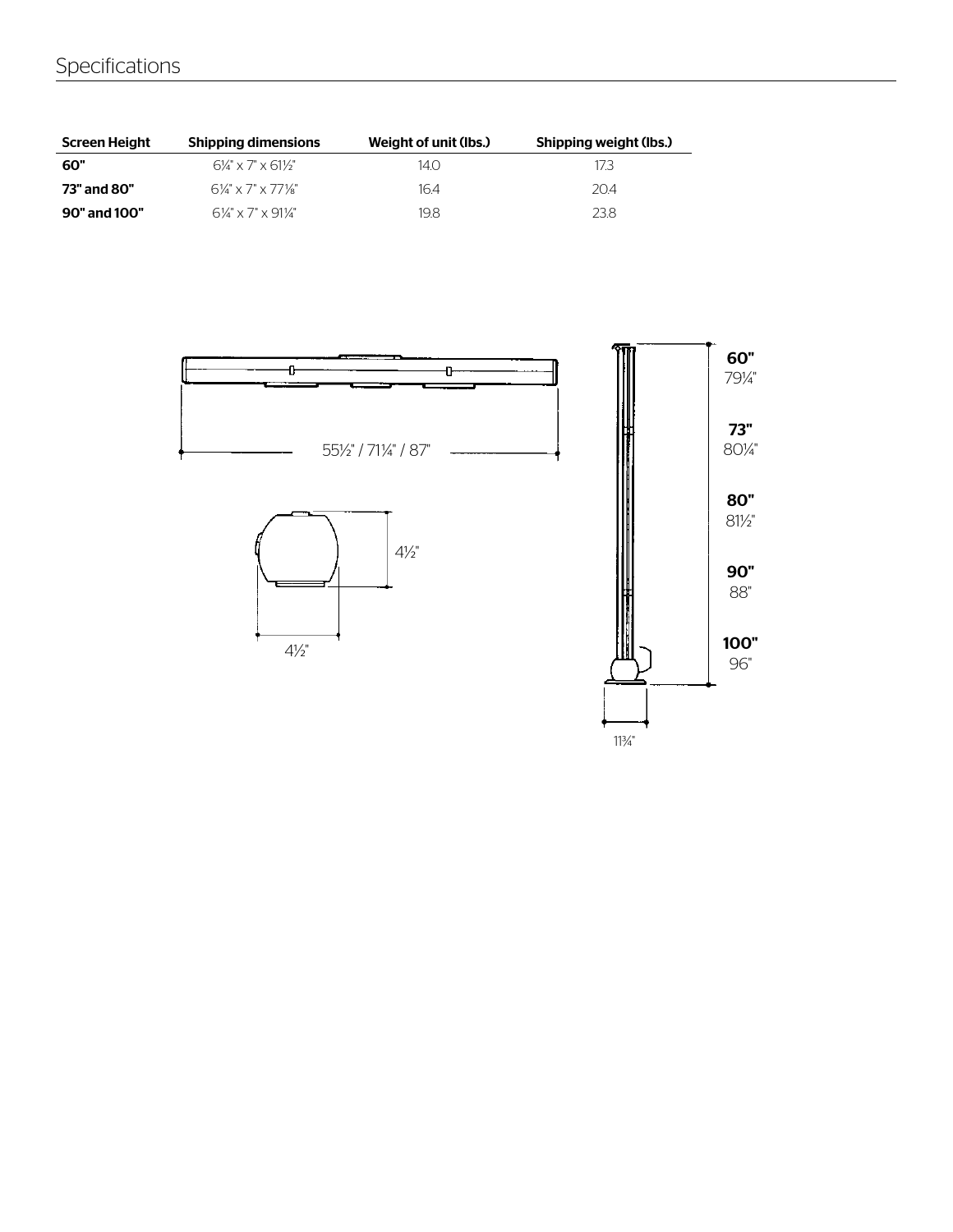## Specifications

| Screen Height | Shipping dimensions | Weight of unit (lbs.) | Shipping weight (lbs.) |
|---|---|---|---|
| **60"** | 6¼" x 7" x 61½" | 14.0 | 17.3 |
| **73" and 80"** | 6¼" x 7" x 77⅛" | 16.4 | 20.4 |
| **90" and 100"** | 6¼" x 7" x 91¼" | 19.8 | 23.8 |

55½" / 71¼" / 87"

4½"

4½"

11¾"

**60"**
79¼"

**73"**
80¼"

**80"**
81½"

**90"**
88"

**100"**
96"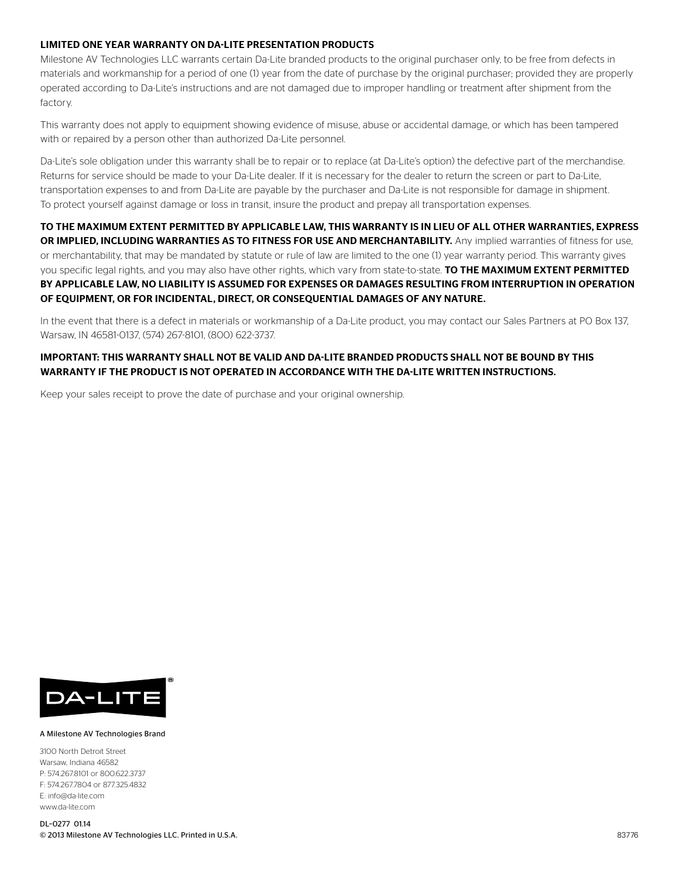**LIMITED ONE YEAR WARRANTY ON DA-LITE PRESENTATION PRODUCTS**

Milestone AV Technologies LLC warrants certain Da-Lite branded products to the original purchaser only, to be free from defects in materials and workmanship for a period of one (1) year from the date of purchase by the original purchaser; provided they are properly operated according to Da-Lite's instructions and are not damaged due to improper handling or treatment after shipment from the factory.

This warranty does not apply to equipment showing evidence of misuse, abuse or accidental damage, or which has been tampered with or repaired by a person other than authorized Da-Lite personnel.

Da-Lite's sole obligation under this warranty shall be to repair or to replace (at Da-Lite's option) the defective part of the merchandise. Returns for service should be made to your Da-Lite dealer. If it is necessary for the dealer to return the screen or part to Da-Lite, transportation expenses to and from Da-Lite are payable by the purchaser and Da-Lite is not responsible for damage in shipment. To protect yourself against damage or loss in transit, insure the product and prepay all transportation expenses.

**TO THE MAXIMUM EXTENT PERMITTED BY APPLICABLE LAW, THIS WARRANTY IS IN LIEU OF ALL OTHER WARRANTIES, EXPRESS OR IMPLIED, INCLUDING WARRANTIES AS TO FITNESS FOR USE AND MERCHANTABILITY.** Any implied warranties of fitness for use, or merchantability, that may be mandated by statute or rule of law are limited to the one (1) year warranty period. This warranty gives you specific legal rights, and you may also have other rights, which vary from state-to-state. **TO THE MAXIMUM EXTENT PERMITTED BY APPLICABLE LAW, NO LIABILITY IS ASSUMED FOR EXPENSES OR DAMAGES RESULTING FROM INTERRUPTION IN OPERATION OF EQUIPMENT, OR FOR INCIDENTAL, DIRECT, OR CONSEQUENTIAL DAMAGES OF ANY NATURE.**

In the event that there is a defect in materials or workmanship of a Da-Lite product, you may contact our Sales Partners at PO Box 137, Warsaw, IN 46581-0137, (574) 267-8101, (800) 622-3737.

**IMPORTANT: THIS WARRANTY SHALL NOT BE VALID AND DA-LITE BRANDED PRODUCTS SHALL NOT BE BOUND BY THIS WARRANTY IF THE PRODUCT IS NOT OPERATED IN ACCORDANCE WITH THE DA-LITE WRITTEN INSTRUCTIONS.**

Keep your sales receipt to prove the date of purchase and your original ownership.

DA-LITE®

A Milestone AV Technologies Brand

3100 North Detroit Street
Warsaw, Indiana 46582
P: 574.267.8101 or 800.622.3737
F: 574.267.7804 or 877.325.4832
E: info@da-lite.com
www.da-lite.com

DL–0277 01.14
© 2013 Milestone AV Technologies LLC. Printed in U.S.A.

83776